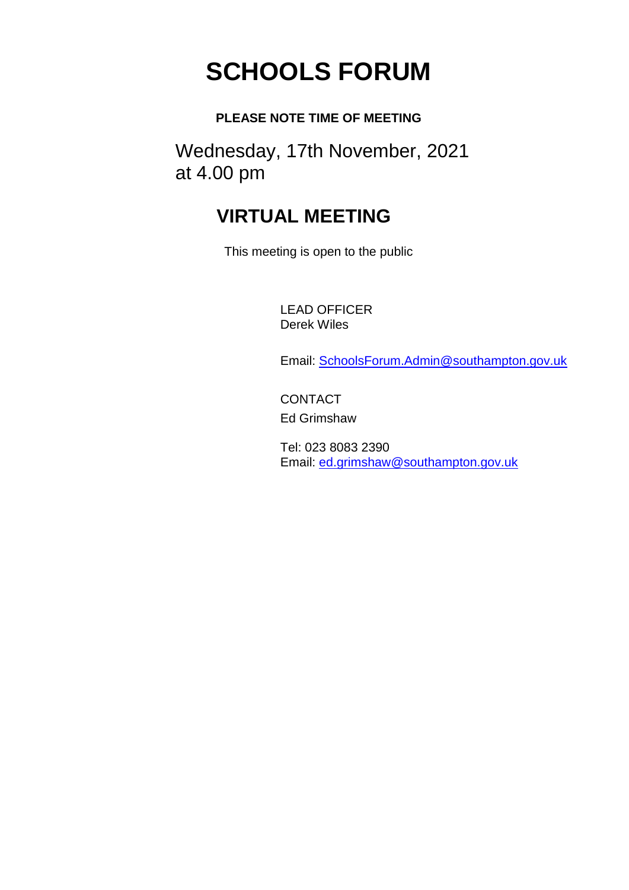# SCHOOLS FORUM

**PLEASE NOTE TIME OF MEETING**

Wednesday, 17th November, 2021
at 4.00 pm

## VIRTUAL MEETING

This meeting is open to the public

LEAD OFFICER
Derek Wiles

Email: SchoolsForum.Admin@southampton.gov.uk

CONTACT
Ed Grimshaw

Tel: 023 8083 2390
Email: ed.grimshaw@southampton.gov.uk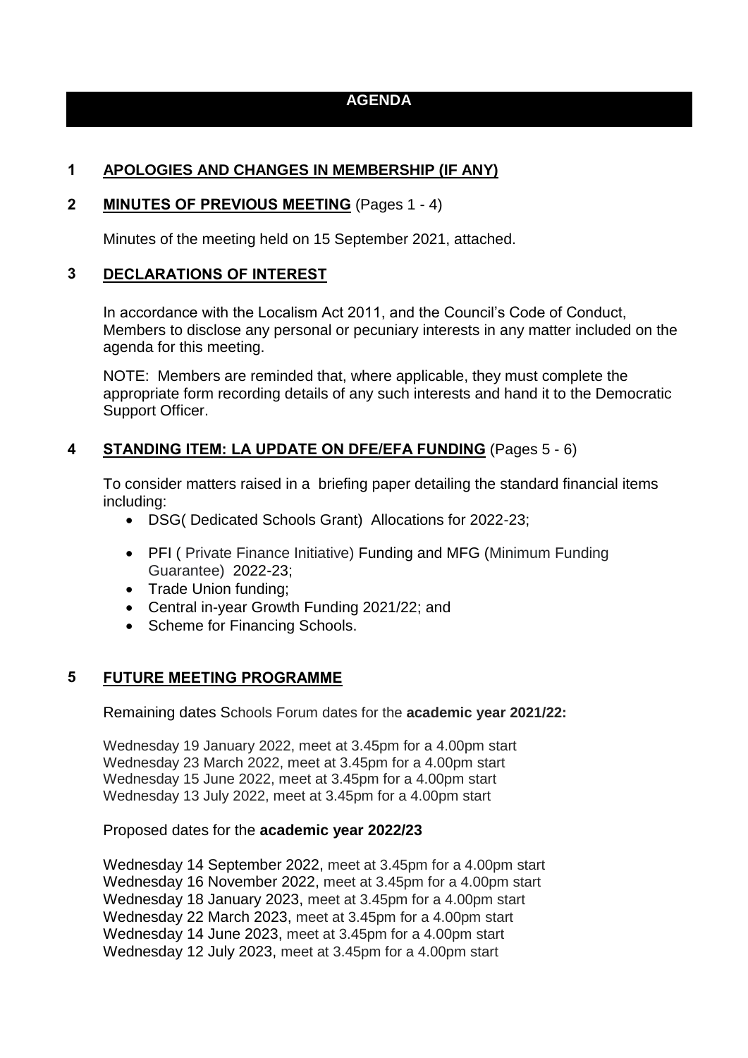# AGENDA

## 1 APOLOGIES AND CHANGES IN MEMBERSHIP (IF ANY)

## 2 MINUTES OF PREVIOUS MEETING (Pages 1 - 4)

Minutes of the meeting held on 15 September 2021, attached.

## 3 DECLARATIONS OF INTEREST

In accordance with the Localism Act 2011, and the Council's Code of Conduct, Members to disclose any personal or pecuniary interests in any matter included on the agenda for this meeting.

NOTE: Members are reminded that, where applicable, they must complete the appropriate form recording details of any such interests and hand it to the Democratic Support Officer.

## 4 STANDING ITEM: LA UPDATE ON DFE/EFA FUNDING (Pages 5 - 6)

To consider matters raised in a briefing paper detailing the standard financial items including:

- DSG( Dedicated Schools Grant) Allocations for 2022-23;
- PFI ( Private Finance Initiative) Funding and MFG (Minimum Funding Guarantee) 2022-23;
- Trade Union funding;
- Central in-year Growth Funding 2021/22; and
- Scheme for Financing Schools.

## 5 FUTURE MEETING PROGRAMME

Remaining dates Schools Forum dates for the **academic year 2021/22:**

Wednesday 19 January 2022, meet at 3.45pm for a 4.00pm start
Wednesday 23 March 2022, meet at 3.45pm for a 4.00pm start
Wednesday 15 June 2022, meet at 3.45pm for a 4.00pm start
Wednesday 13 July 2022, meet at 3.45pm for a 4.00pm start

Proposed dates for the **academic year 2022/23**

Wednesday 14 September 2022, meet at 3.45pm for a 4.00pm start
Wednesday 16 November 2022, meet at 3.45pm for a 4.00pm start
Wednesday 18 January 2023, meet at 3.45pm for a 4.00pm start
Wednesday 22 March 2023, meet at 3.45pm for a 4.00pm start
Wednesday 14 June 2023, meet at 3.45pm for a 4.00pm start
Wednesday 12 July 2023, meet at 3.45pm for a 4.00pm start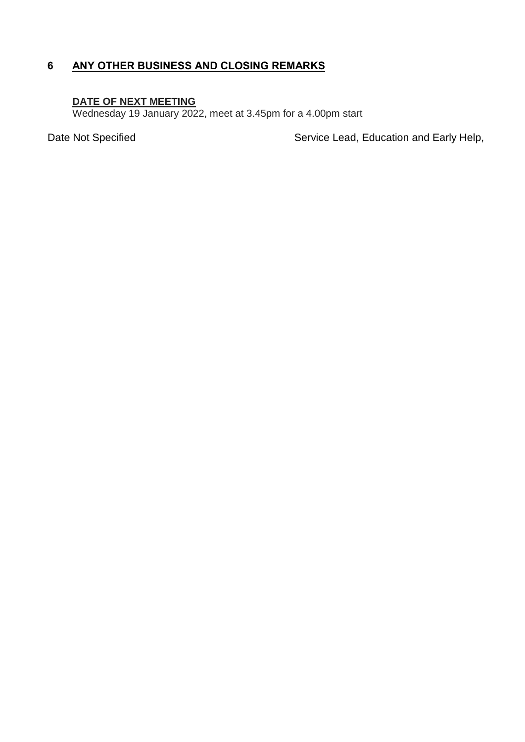## 6 ANY OTHER BUSINESS AND CLOSING REMARKS

**DATE OF NEXT MEETING**

Wednesday 19 January 2022, meet at 3.45pm for a 4.00pm start

Date Not Specified Service Lead, Education and Early Help,